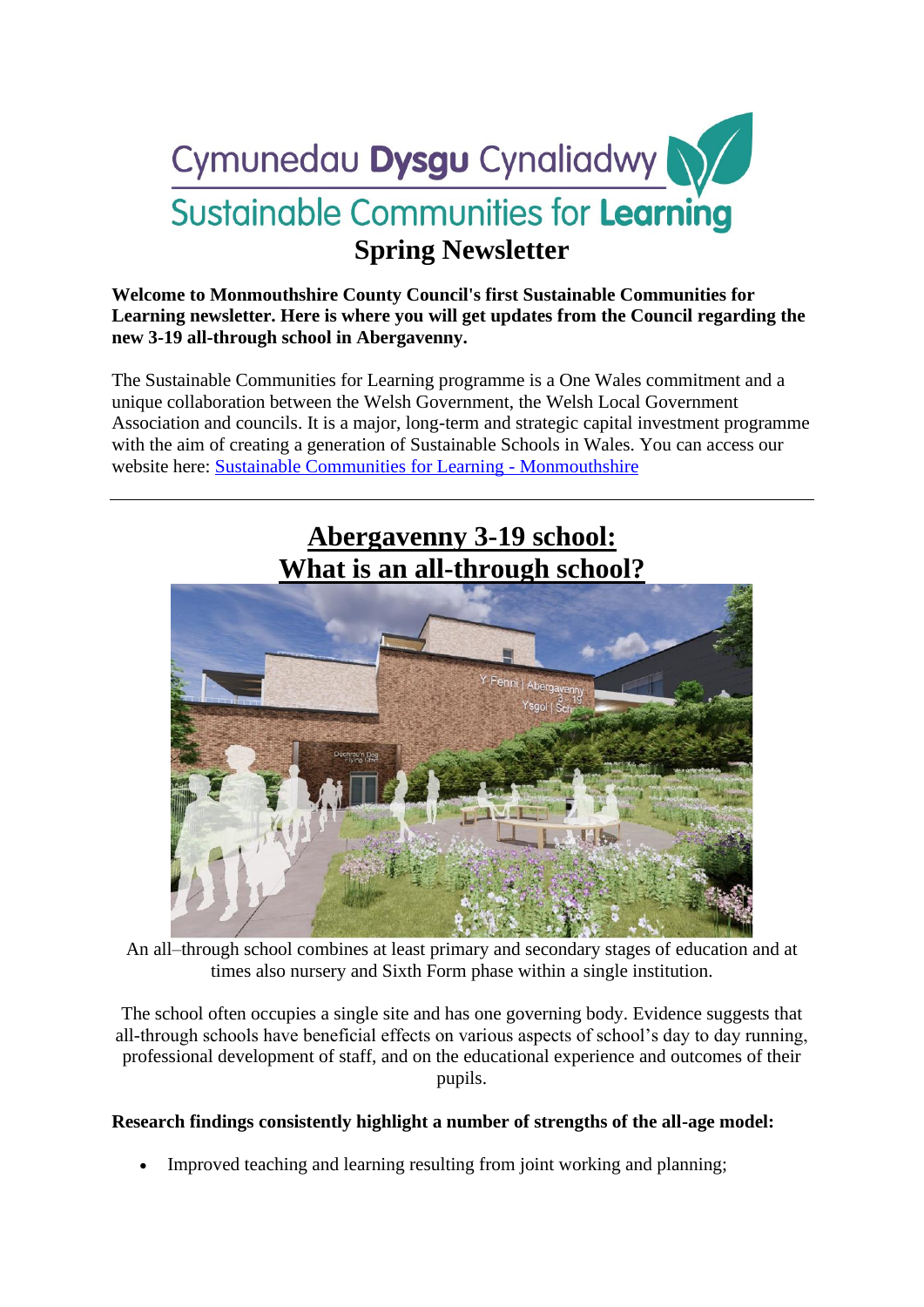# Cymunedau Dysgu Cynaliadwy
# Sustainable Communities for Learning

## Spring Newsletter

**Welcome to Monmouthshire County Council's first Sustainable Communities for Learning newsletter. Here is where you will get updates from the Council regarding the new 3-19 all-through school in Abergavenny.**

The Sustainable Communities for Learning programme is a One Wales commitment and a unique collaboration between the Welsh Government, the Welsh Local Government Association and councils. It is a major, long-term and strategic capital investment programme with the aim of creating a generation of Sustainable Schools in Wales. You can access our website here: [Sustainable Communities for Learning - Monmouthshire](Sustainable Communities for Learning - Monmouthshire)

---

## Abergavenny 3-19 school: What is an all-through school?

An all–through school combines at least primary and secondary stages of education and at times also nursery and Sixth Form phase within a single institution.

The school often occupies a single site and has one governing body. Evidence suggests that all-through schools have beneficial effects on various aspects of school's day to day running, professional development of staff, and on the educational experience and outcomes of their pupils.

**Research findings consistently highlight a number of strengths of the all-age model:**

- Improved teaching and learning resulting from joint working and planning;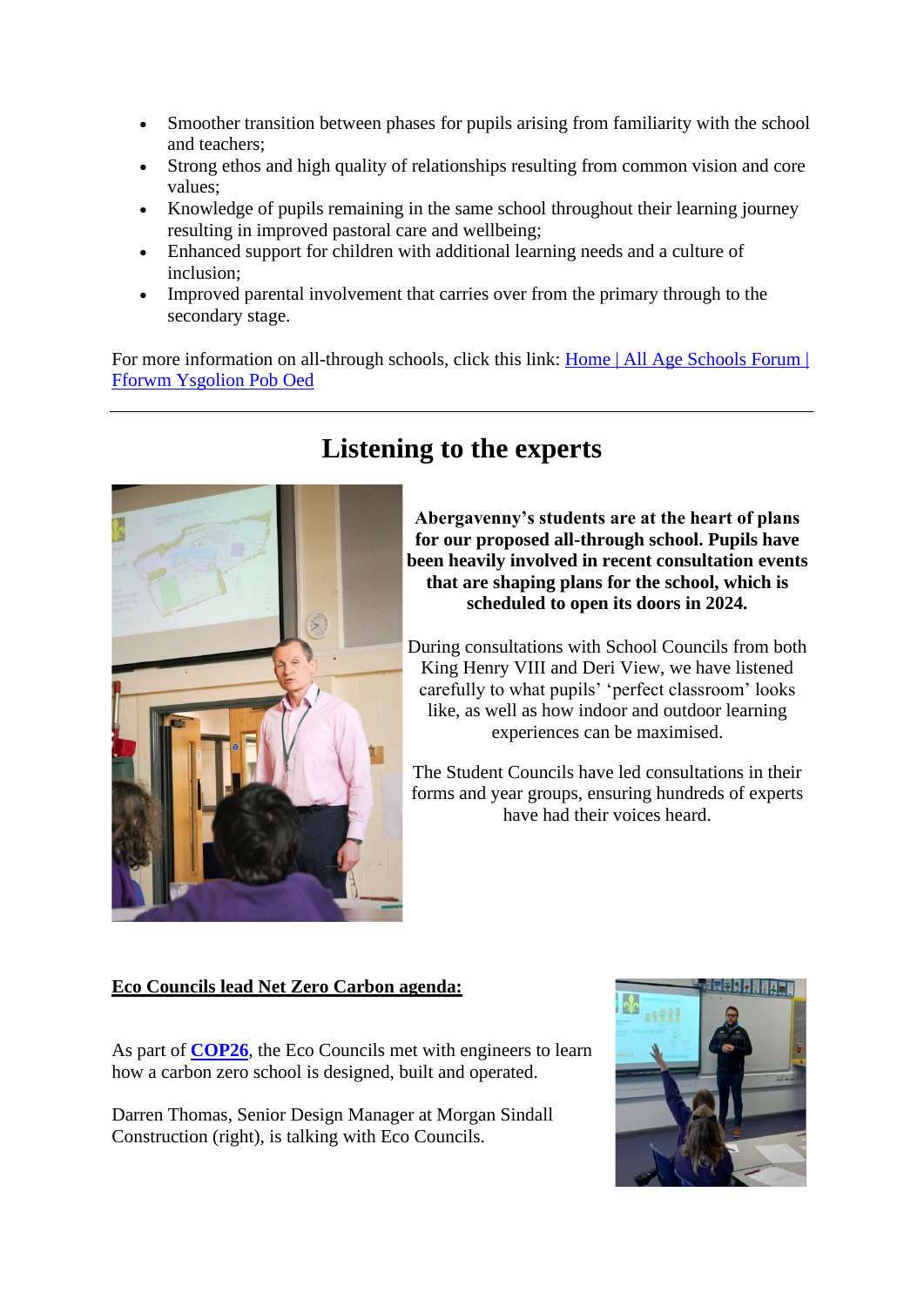- Smoother transition between phases for pupils arising from familiarity with the school and teachers;
- Strong ethos and high quality of relationships resulting from common vision and core values;
- Knowledge of pupils remaining in the same school throughout their learning journey resulting in improved pastoral care and wellbeing;
- Enhanced support for children with additional learning needs and a culture of inclusion;
- Improved parental involvement that carries over from the primary through to the secondary stage.

For more information on all-through schools, click this link: [Home | All Age Schools Forum | Fforwm Ysgolion Pob Oed]()

---

# Listening to the experts

**Abergavenny's students are at the heart of plans for our proposed all-through school. Pupils have been heavily involved in recent consultation events that are shaping plans for the school, which is scheduled to open its doors in 2024.**

During consultations with School Councils from both King Henry VIII and Deri View, we have listened carefully to what pupils' 'perfect classroom' looks like, as well as how indoor and outdoor learning experiences can be maximised.

The Student Councils have led consultations in their forms and year groups, ensuring hundreds of experts have had their voices heard.

**Eco Councils lead Net Zero Carbon agenda:**

As part of **[COP26]()**, the Eco Councils met with engineers to learn how a carbon zero school is designed, built and operated.

Darren Thomas, Senior Design Manager at Morgan Sindall Construction (right), is talking with Eco Councils.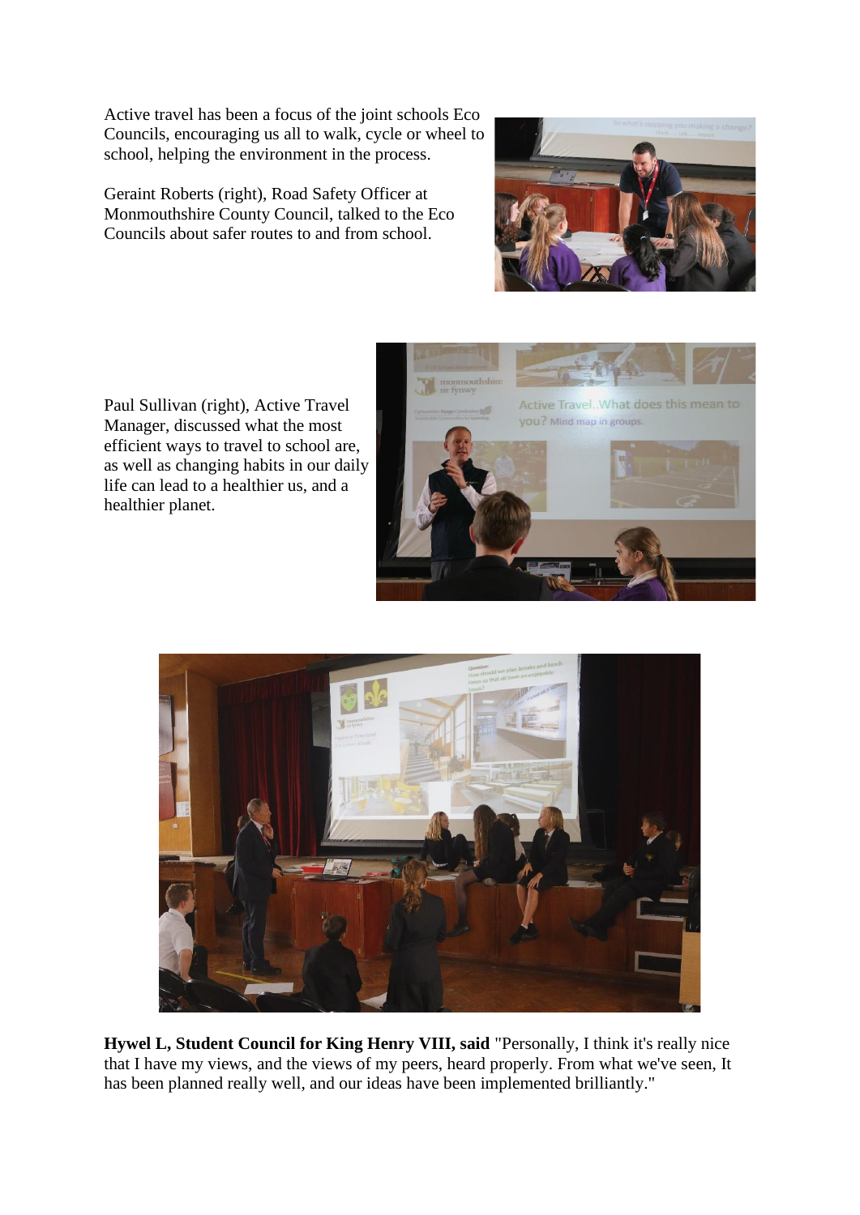Active travel has been a focus of the joint schools Eco Councils, encouraging us all to walk, cycle or wheel to school, helping the environment in the process.

Geraint Roberts (right), Road Safety Officer at Monmouthshire County Council, talked to the Eco Councils about safer routes to and from school.

Paul Sullivan (right), Active Travel Manager, discussed what the most efficient ways to travel to school are, as well as changing habits in our daily life can lead to a healthier us, and a healthier planet.

**Hywel L, Student Council for King Henry VIII, said** "Personally, I think it's really nice that I have my views, and the views of my peers, heard properly. From what we've seen, It has been planned really well, and our ideas have been implemented brilliantly."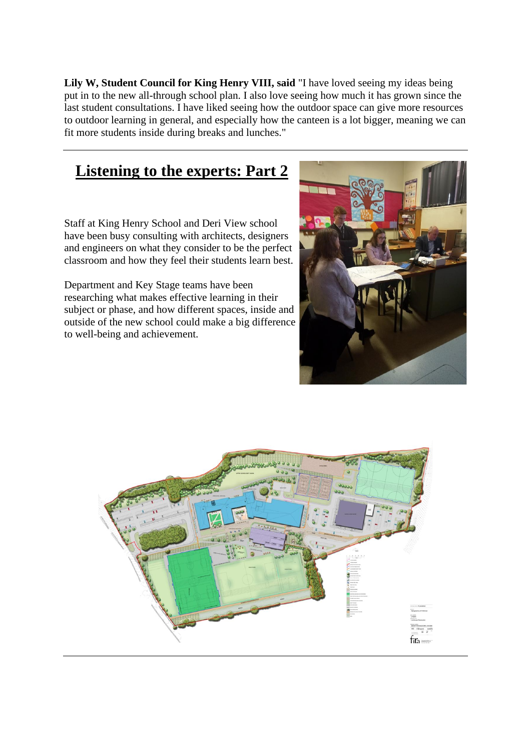**Lily W, Student Council for King Henry VIII, said** "I have loved seeing my ideas being put in to the new all-through school plan. I also love seeing how much it has grown since the last student consultations. I have liked seeing how the outdoor space can give more resources to outdoor learning in general, and especially how the canteen is a lot bigger, meaning we can fit more students inside during breaks and lunches."

---

## Listening to the experts: Part 2

Staff at King Henry School and Deri View school have been busy consulting with architects, designers and engineers on what they consider to be the perfect classroom and how they feel their students learn best.

Department and Key Stage teams have been researching what makes effective learning in their subject or phase, and how different spaces, inside and outside of the new school could make a big difference to well-being and achievement.

---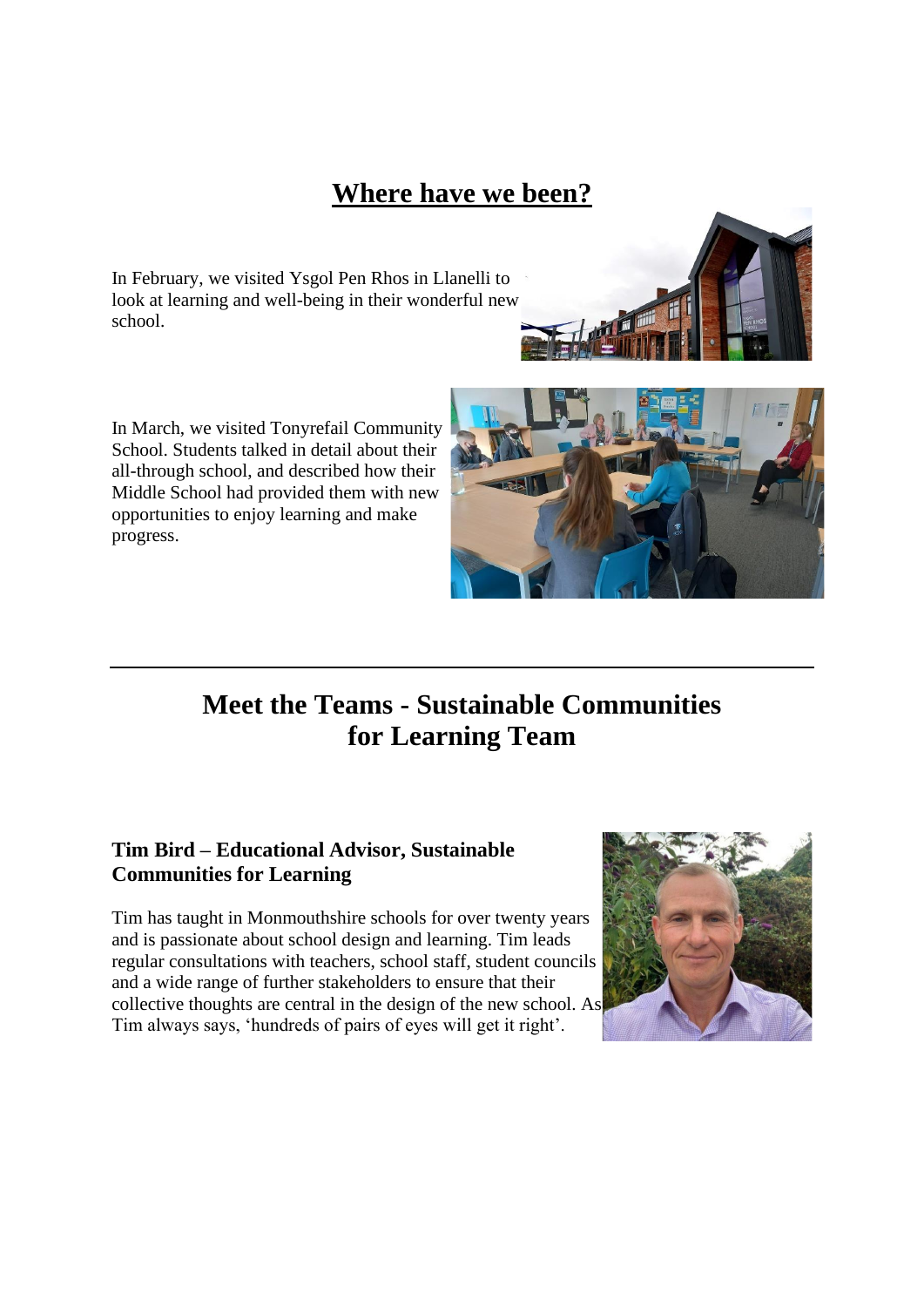# Where have we been?

In February, we visited Ysgol Pen Rhos in Llanelli to look at learning and well-being in their wonderful new school.

In March, we visited Tonyrefail Community School. Students talked in detail about their all-through school, and described how their Middle School had provided them with new opportunities to enjoy learning and make progress.

---

# Meet the Teams - Sustainable Communities for Learning Team

### Tim Bird – Educational Advisor, Sustainable Communities for Learning

Tim has taught in Monmouthshire schools for over twenty years and is passionate about school design and learning. Tim leads regular consultations with teachers, school staff, student councils and a wide range of further stakeholders to ensure that their collective thoughts are central in the design of the new school. As Tim always says, 'hundreds of pairs of eyes will get it right'.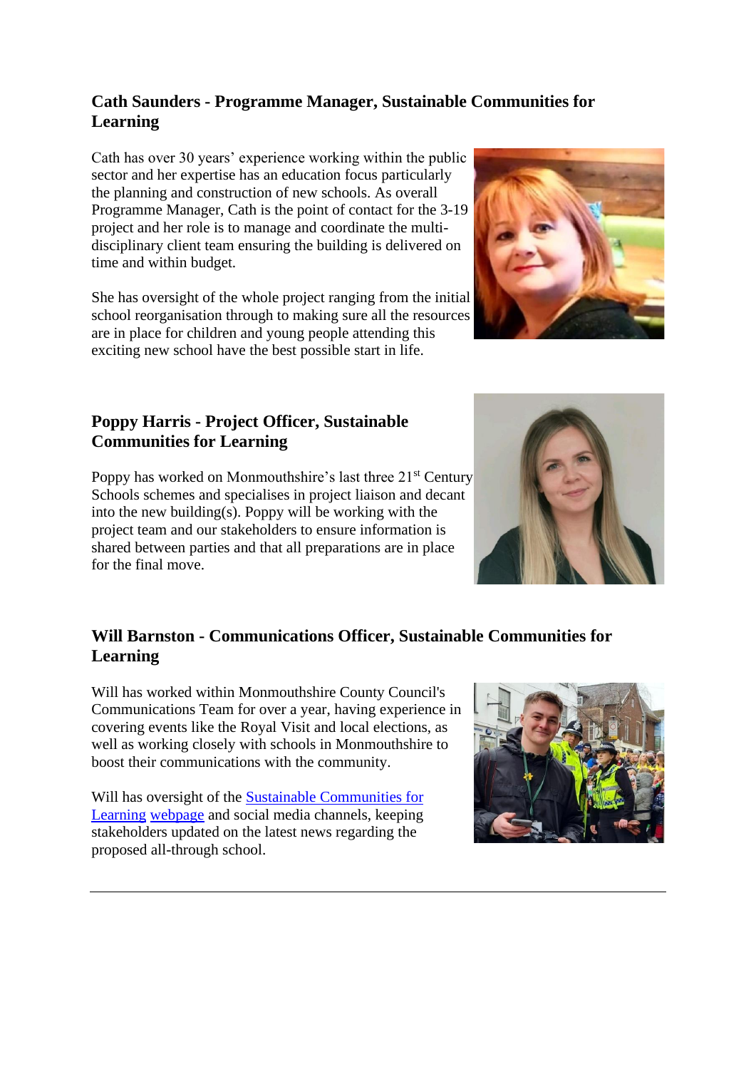### Cath Saunders - Programme Manager, Sustainable Communities for Learning

Cath has over 30 years' experience working within the public sector and her expertise has an education focus particularly the planning and construction of new schools. As overall Programme Manager, Cath is the point of contact for the 3-19 project and her role is to manage and coordinate the multi-disciplinary client team ensuring the building is delivered on time and within budget.

She has oversight of the whole project ranging from the initial school reorganisation through to making sure all the resources are in place for children and young people attending this exciting new school have the best possible start in life.

### Poppy Harris - Project Officer, Sustainable Communities for Learning

Poppy has worked on Monmouthshire's last three 21st Century Schools schemes and specialises in project liaison and decant into the new building(s). Poppy will be working with the project team and our stakeholders to ensure information is shared between parties and that all preparations are in place for the final move.

### Will Barnston - Communications Officer, Sustainable Communities for Learning

Will has worked within Monmouthshire County Council's Communications Team for over a year, having experience in covering events like the Royal Visit and local elections, as well as working closely with schools in Monmouthshire to boost their communications with the community.

Will has oversight of the Sustainable Communities for Learning webpage and social media channels, keeping stakeholders updated on the latest news regarding the proposed all-through school.

---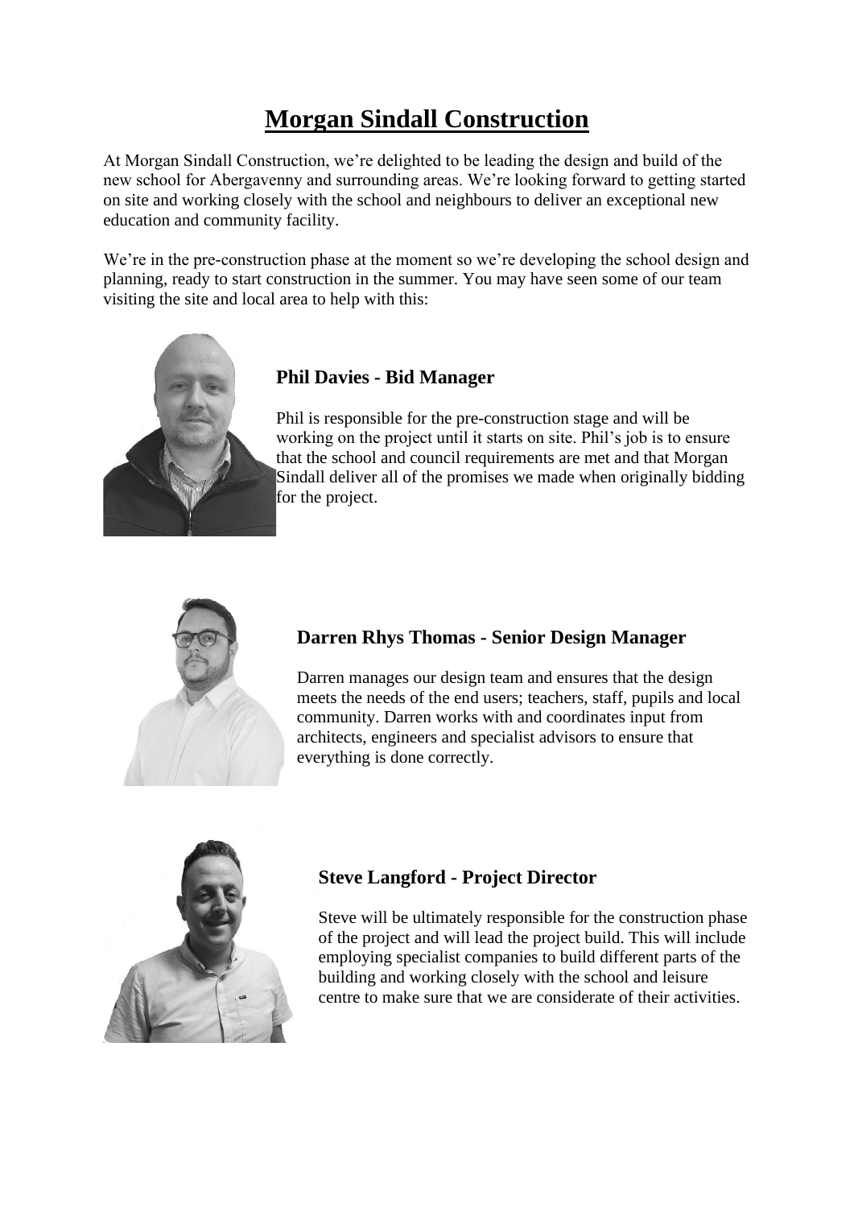# Morgan Sindall Construction

At Morgan Sindall Construction, we're delighted to be leading the design and build of the new school for Abergavenny and surrounding areas. We're looking forward to getting started on site and working closely with the school and neighbours to deliver an exceptional new education and community facility.

We're in the pre-construction phase at the moment so we're developing the school design and planning, ready to start construction in the summer. You may have seen some of our team visiting the site and local area to help with this:

### Phil Davies - Bid Manager

Phil is responsible for the pre-construction stage and will be working on the project until it starts on site. Phil's job is to ensure that the school and council requirements are met and that Morgan Sindall deliver all of the promises we made when originally bidding for the project.

### Darren Rhys Thomas - Senior Design Manager

Darren manages our design team and ensures that the design meets the needs of the end users; teachers, staff, pupils and local community. Darren works with and coordinates input from architects, engineers and specialist advisors to ensure that everything is done correctly.

### Steve Langford - Project Director

Steve will be ultimately responsible for the construction phase of the project and will lead the project build. This will include employing specialist companies to build different parts of the building and working closely with the school and leisure centre to make sure that we are considerate of their activities.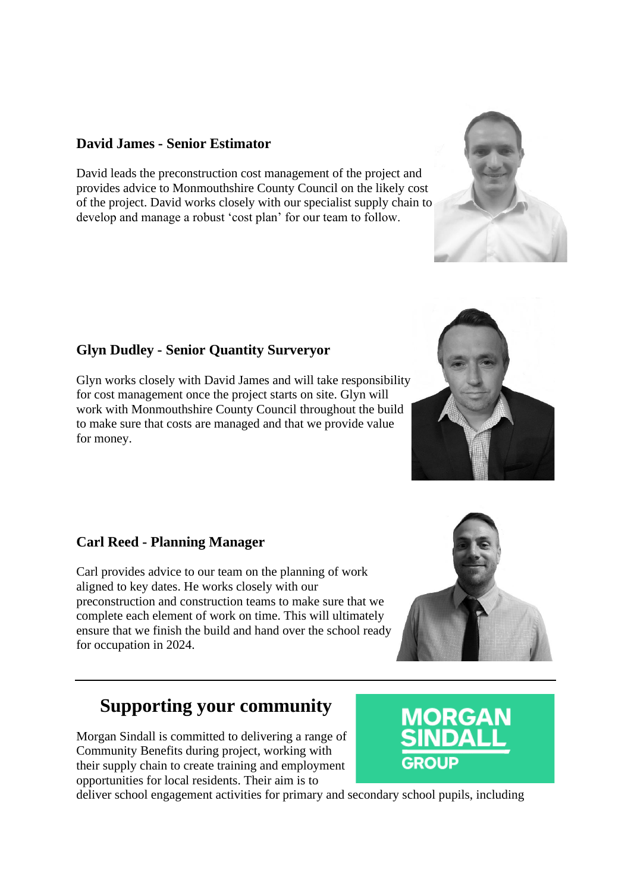### David James - Senior Estimator

David leads the preconstruction cost management of the project and provides advice to Monmouthshire County Council on the likely cost of the project. David works closely with our specialist supply chain to develop and manage a robust 'cost plan' for our team to follow.

### Glyn Dudley - Senior Quantity Surveryor

Glyn works closely with David James and will take responsibility for cost management once the project starts on site. Glyn will work with Monmouthshire County Council throughout the build to make sure that costs are managed and that we provide value for money.

### Carl Reed - Planning Manager

Carl provides advice to our team on the planning of work aligned to key dates. He works closely with our preconstruction and construction teams to make sure that we complete each element of work on time. This will ultimately ensure that we finish the build and hand over the school ready for occupation in 2024.

---

## Supporting your community

Morgan Sindall is committed to delivering a range of Community Benefits during project, working with their supply chain to create training and employment opportunities for local residents. Their aim is to deliver school engagement activities for primary and secondary school pupils, including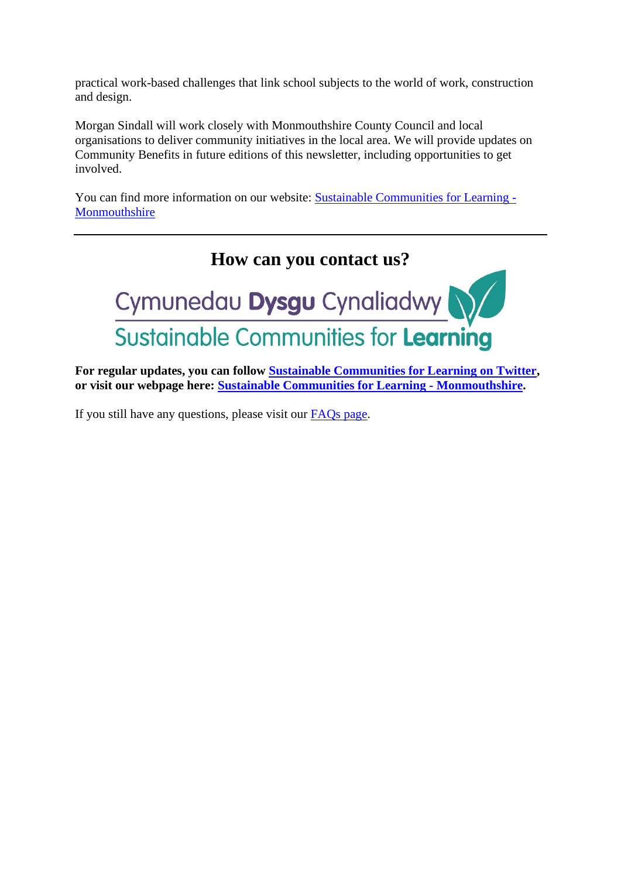practical work-based challenges that link school subjects to the world of work, construction and design.

Morgan Sindall will work closely with Monmouthshire County Council and local organisations to deliver community initiatives in the local area. We will provide updates on Community Benefits in future editions of this newsletter, including opportunities to get involved.

You can find more information on our website: Sustainable Communities for Learning - Monmouthshire

---

## How can you contact us?

Cymunedau **Dysgu** Cynaliadwy

Sustainable Communities for **Learning**

**For regular updates, you can follow Sustainable Communities for Learning on Twitter, or visit our webpage here: Sustainable Communities for Learning - Monmouthshire.**

If you still have any questions, please visit our FAQs page.